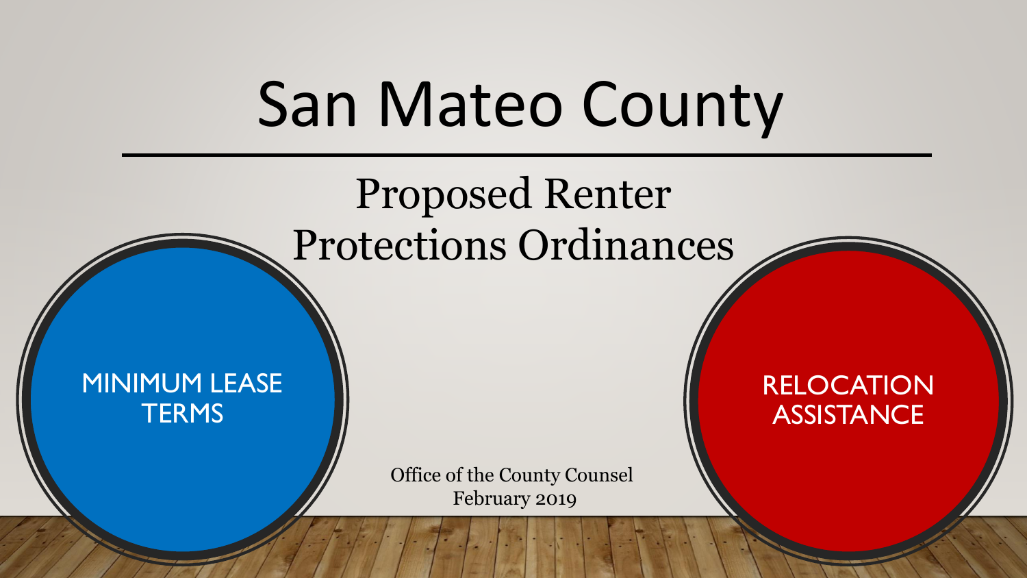# San Mateo County

## Proposed Renter Protections Ordinances

MINIMUM LEASE TERMS

RELOCATION ASSISTANCE

Office of the County Counsel
February 2019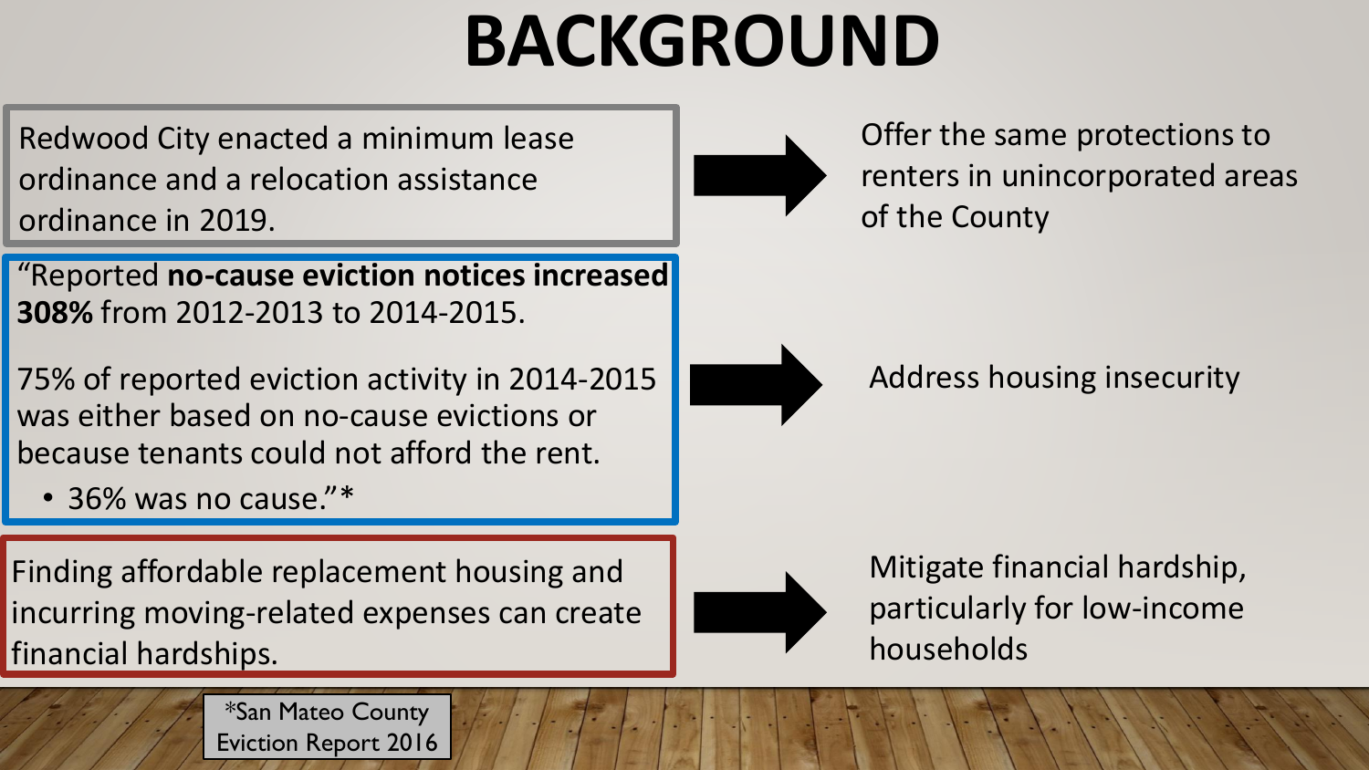# BACKGROUND

Redwood City enacted a minimum lease ordinance and a relocation assistance ordinance in 2019.

→ Offer the same protections to renters in unincorporated areas of the County

"Reported **no-cause eviction notices increased 308%** from 2012-2013 to 2014-2015.

75% of reported eviction activity in 2014-2015 was either based on no-cause evictions or because tenants could not afford the rent.

- 36% was no cause."*

→ Address housing insecurity

Finding affordable replacement housing and incurring moving-related expenses can create financial hardships.

→ Mitigate financial hardship, particularly for low-income households

*San Mateo County Eviction Report 2016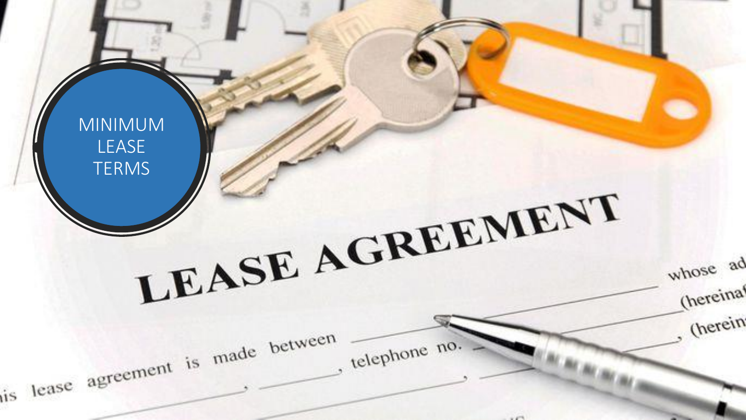# MINIMUM LEASE TERMS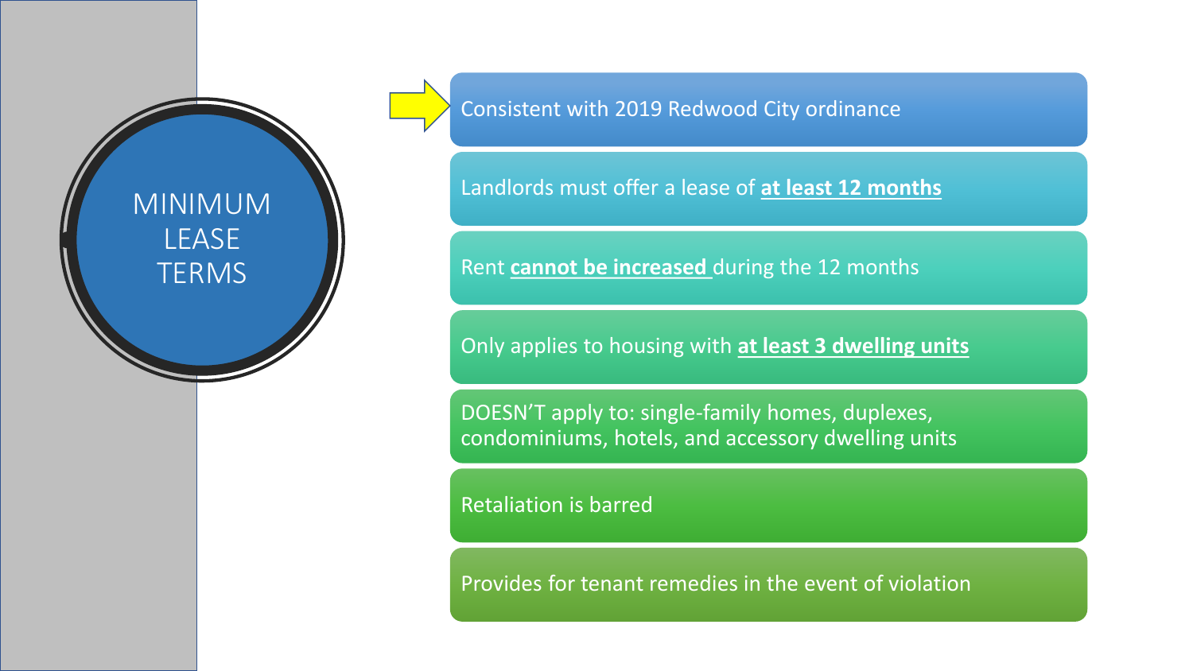# MINIMUM LEASE TERMS

- Consistent with 2019 Redwood City ordinance
- Landlords must offer a lease of **at least 12 months**
- Rent **cannot be increased** during the 12 months
- Only applies to housing with **at least 3 dwelling units**
- DOESN'T apply to: single-family homes, duplexes, condominiums, hotels, and accessory dwelling units
- Retaliation is barred
- Provides for tenant remedies in the event of violation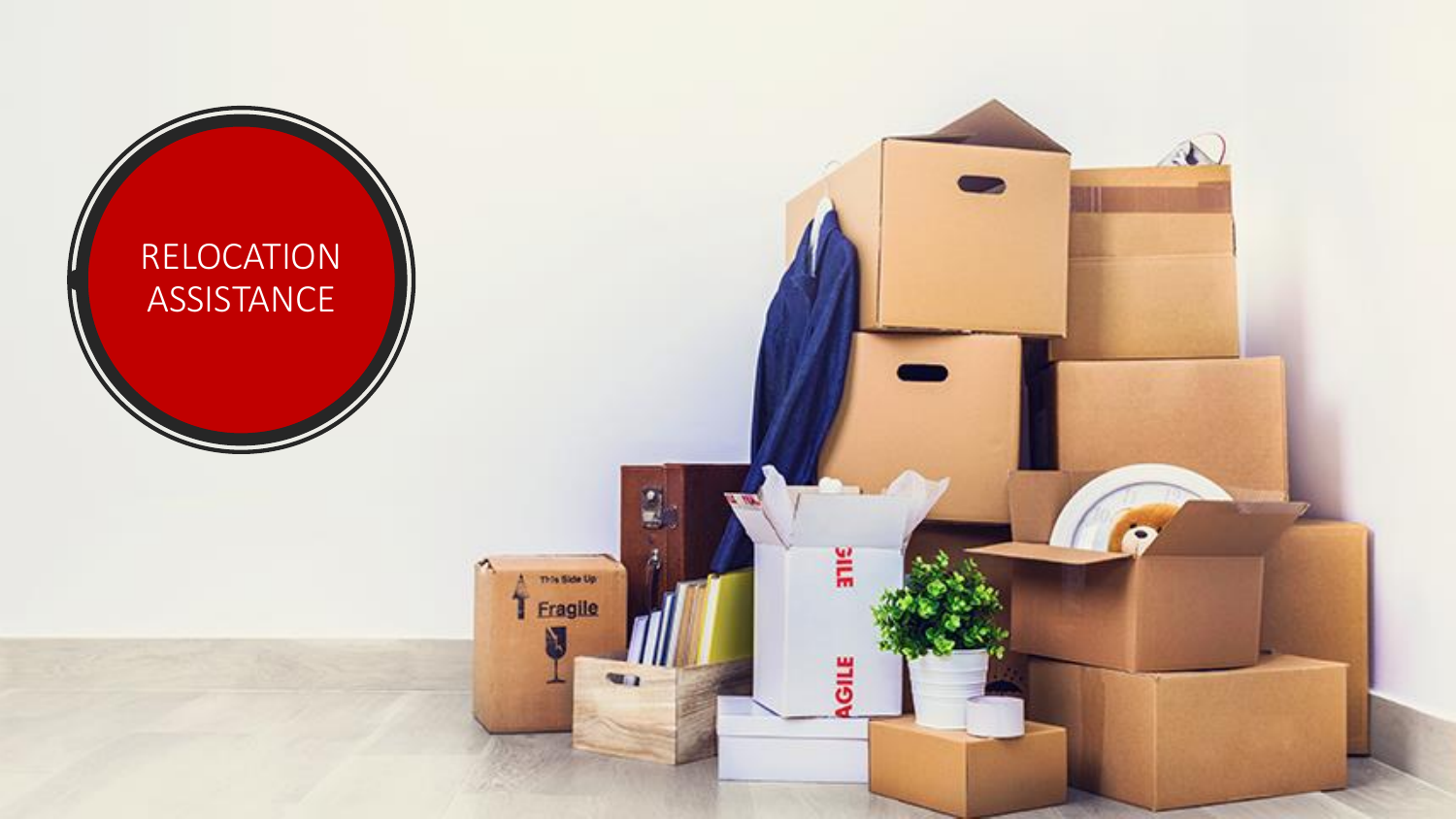# RELOCATION ASSISTANCE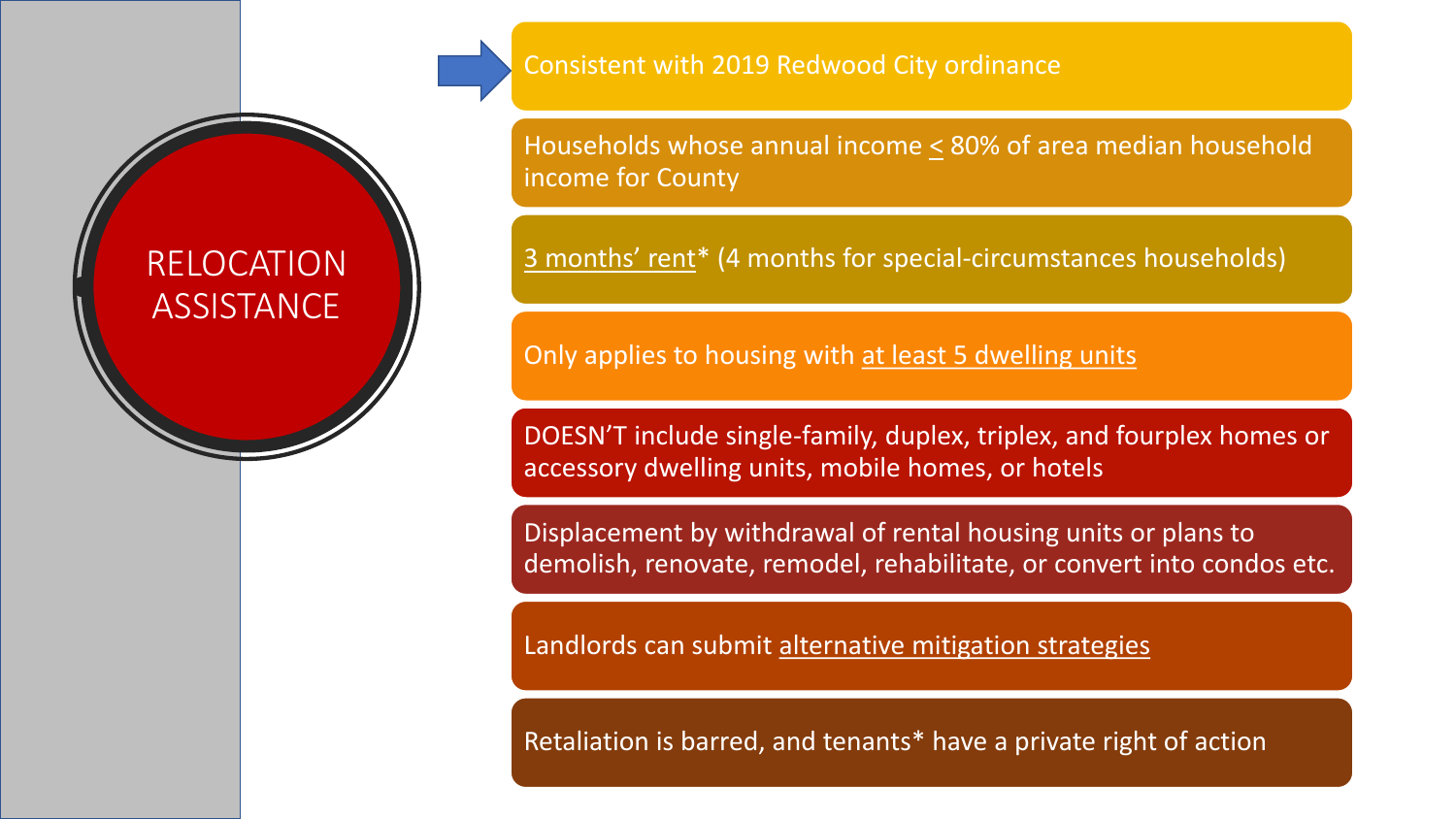# RELOCATION ASSISTANCE

- Consistent with 2019 Redwood City ordinance
- Households whose annual income ≤ 80% of area median household income for County
- 3 months' rent* (4 months for special-circumstances households)
- Only applies to housing with at least 5 dwelling units
- DOESN'T include single-family, duplex, triplex, and fourplex homes or accessory dwelling units, mobile homes, or hotels
- Displacement by withdrawal of rental housing units or plans to demolish, renovate, remodel, rehabilitate, or convert into condos etc.
- Landlords can submit alternative mitigation strategies
- Retaliation is barred, and tenants* have a private right of action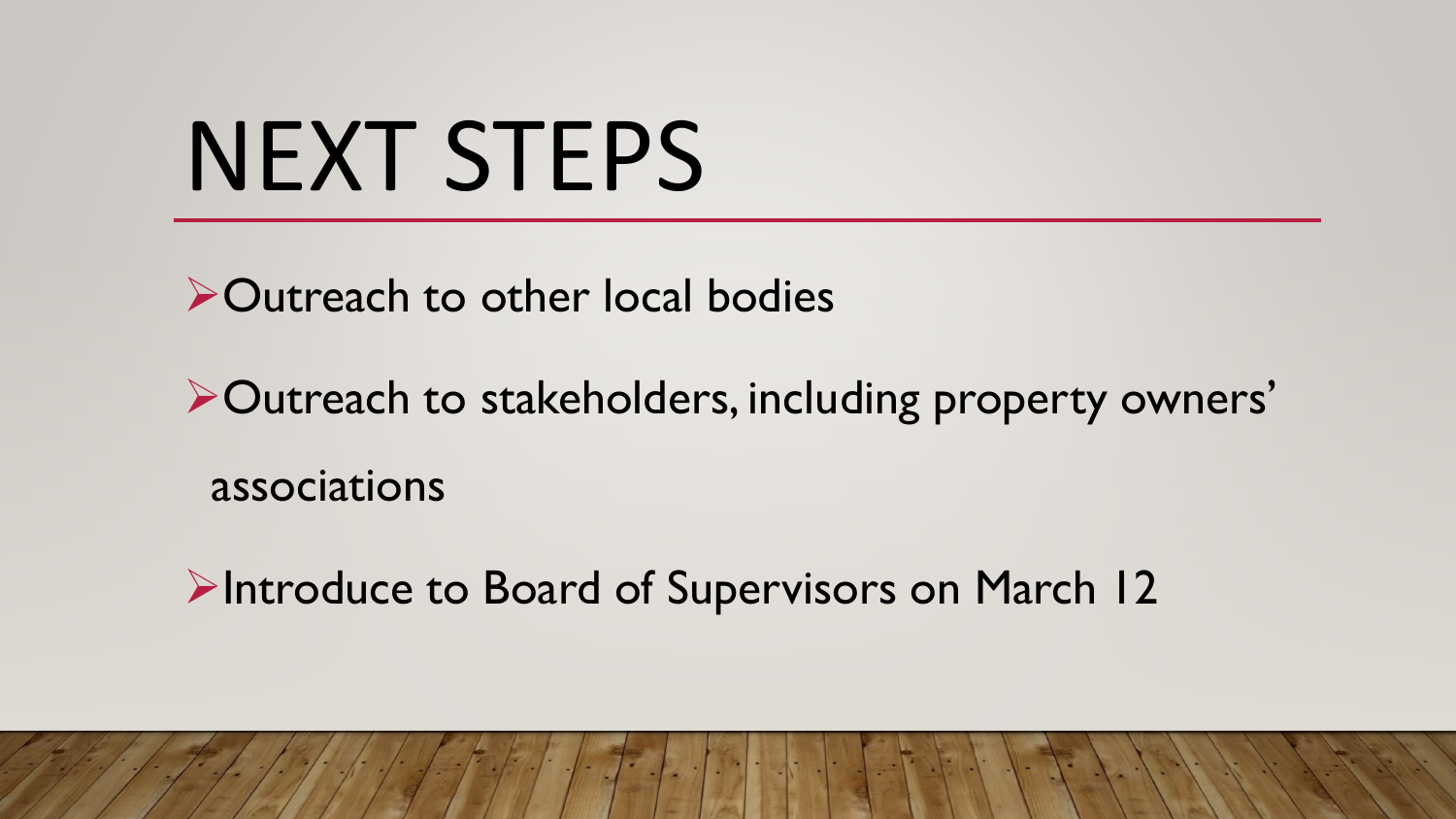# NEXT STEPS

- Outreach to other local bodies
- Outreach to stakeholders, including property owners' associations
- Introduce to Board of Supervisors on March 12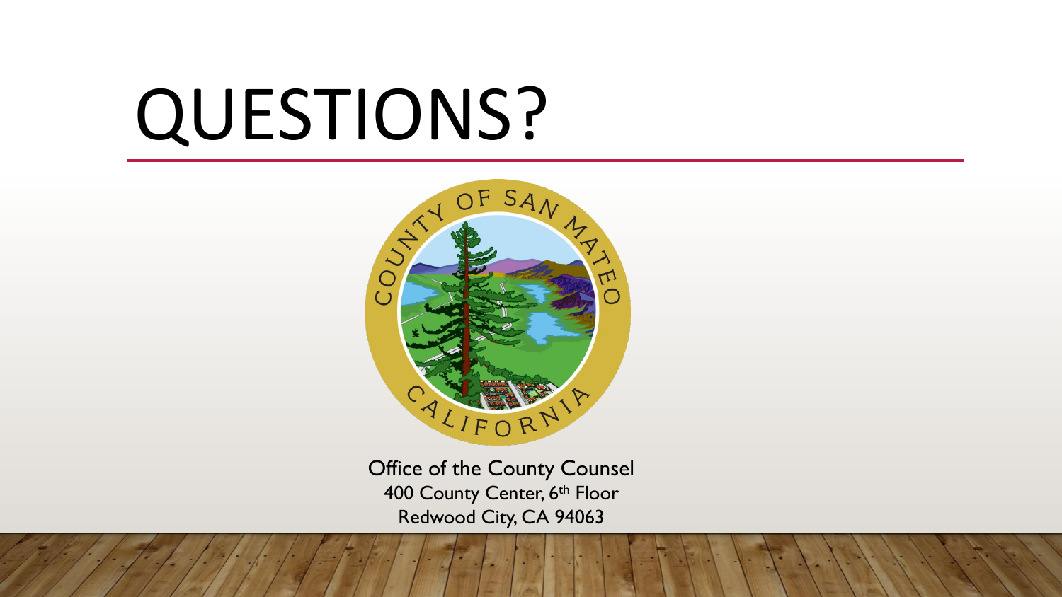# QUESTIONS?

Office of the County Counsel
400 County Center, 6th Floor
Redwood City, CA 94063